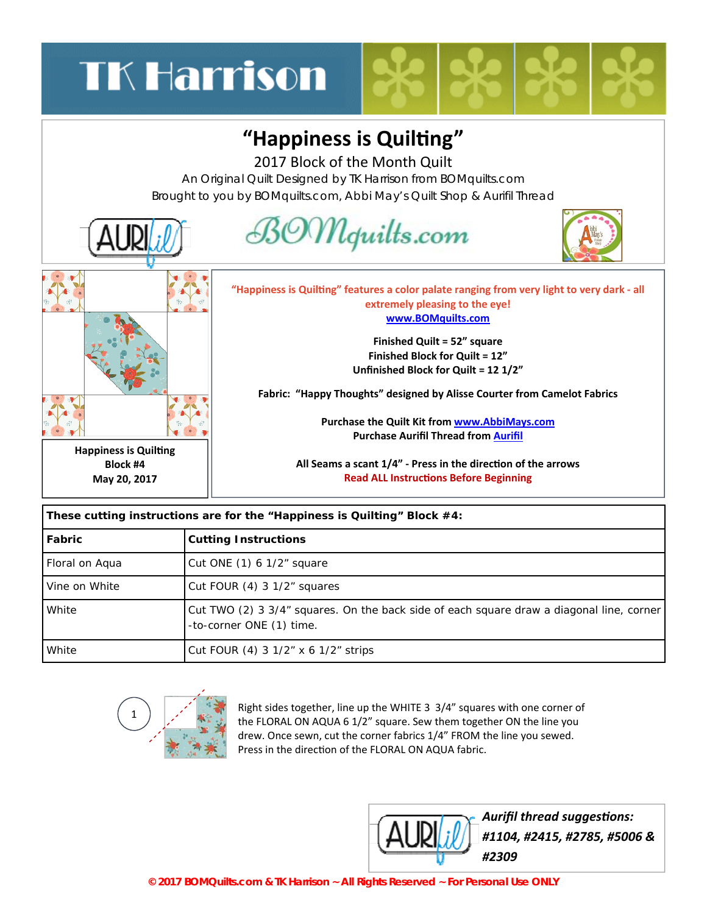# "Happiness is Quilting"

2017 Block of the Month Quilt

An Original Quilt Designed by TK Harrison from BOMquilts.com

Brought to you by BOMquilts.com, Abbi May's Quilt Shop & Aurifil Thread

Happiness is Quilting
Block #4
May 20, 2017

**"Happiness is Quilting" features a color palate ranging from very light to very dark - all extremely pleasing to the eye!**

**www.BOMquilts.com**

**Finished Quilt = 52" square**
**Finished Block for Quilt = 12"**
**Unfinished Block for Quilt = 12 1/2"**

**Fabric: "Happy Thoughts" designed by Alisse Courter from Camelot Fabrics**

**Purchase the Quilt Kit from www.AbbiMays.com**
**Purchase Aurifil Thread from Aurifil**

**All Seams a scant 1/4" - Press in the direction of the arrows**
**Read ALL Instructions Before Beginning**

| **These cutting instructions are for the "Happiness is Quilting" Block #4:** | |
|---|---|
| **Fabric** | **Cutting Instructions** |
| Floral on Aqua | Cut ONE (1) 6 1/2" square |
| Vine on White | Cut FOUR (4) 3 1/2" squares |
| White | Cut TWO (2) 3 3/4" squares. On the back side of each square draw a diagonal line, corner-to-corner ONE (1) time. |
| White | Cut FOUR (4) 3 1/2" x 6 1/2" strips |

1

Right sides together, line up the WHITE 3 3/4" squares with one corner of the FLORAL ON AQUA 6 1/2" square. Sew them together ON the line you drew. Once sewn, cut the corner fabrics 1/4" FROM the line you sewed. Press in the direction of the FLORAL ON AQUA fabric.

***Aurifil thread suggestions: #1104, #2415, #2785, #5006 & #2309***

© 2017 BOMQuilts.com & TK Harrison ~ All Rights Reserved ~ For Personal Use ONLY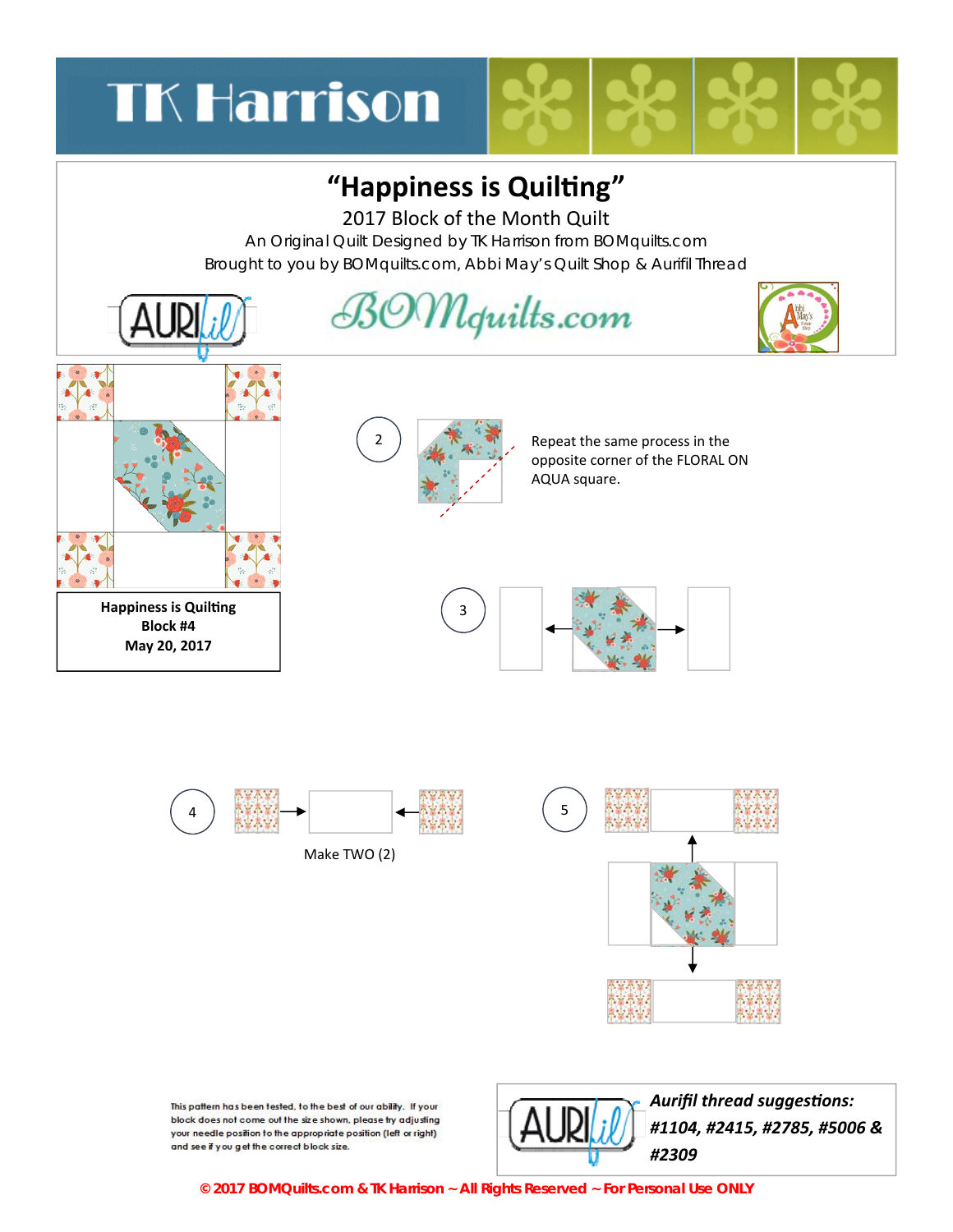TK Harrison

# "Happiness is Quilting"

2017 Block of the Month Quilt

An Original Quilt Designed by TK Harrison from BOMquilts.com

Brought to you by BOMquilts.com, Abbi May's Quilt Shop & Aurifil Thread

**Happiness is Quilting**
**Block #4**
**May 20, 2017**

2

Repeat the same process in the opposite corner of the FLORAL ON AQUA square.

3

4

Make TWO (2)

5

This pattern has been tested, to the best of our ability. If your block does not come out the size shown, please try adjusting your needle position to the appropriate position (left or right) and see if you get the correct block size.

***Aurifil thread suggestions:***
***#1104, #2415, #2785, #5006 & #2309***

**© 2017 BOMQuilts.com & TK Harrison ~ All Rights Reserved ~ For Personal Use ONLY**